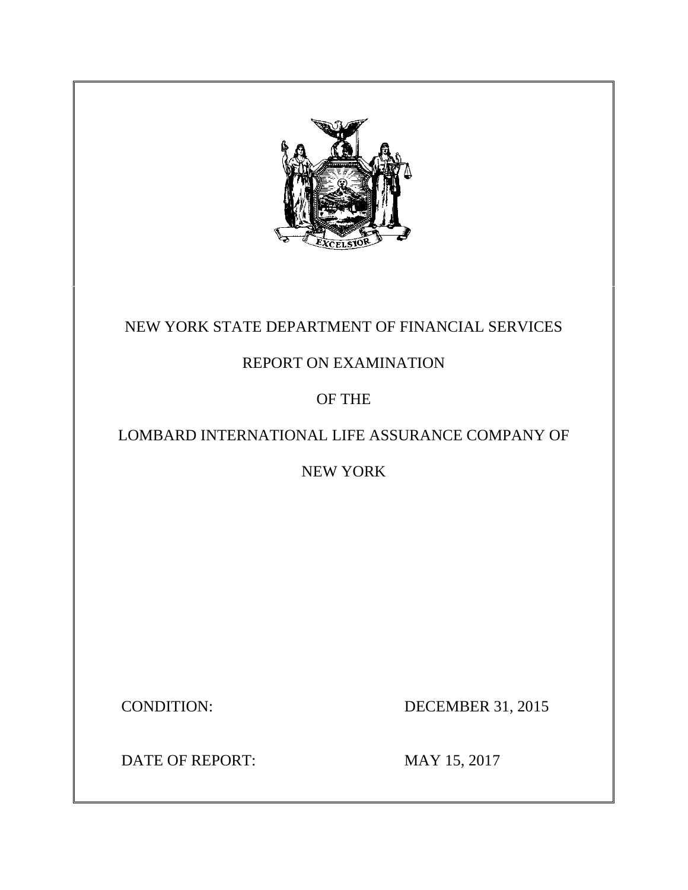NEW YORK STATE DEPARTMENT OF FINANCIAL SERVICES

REPORT ON EXAMINATION

OF THE

LOMBARD INTERNATIONAL LIFE ASSURANCE COMPANY OF

NEW YORK

CONDITION: DECEMBER 31, 2015

DATE OF REPORT: MAY 15, 2017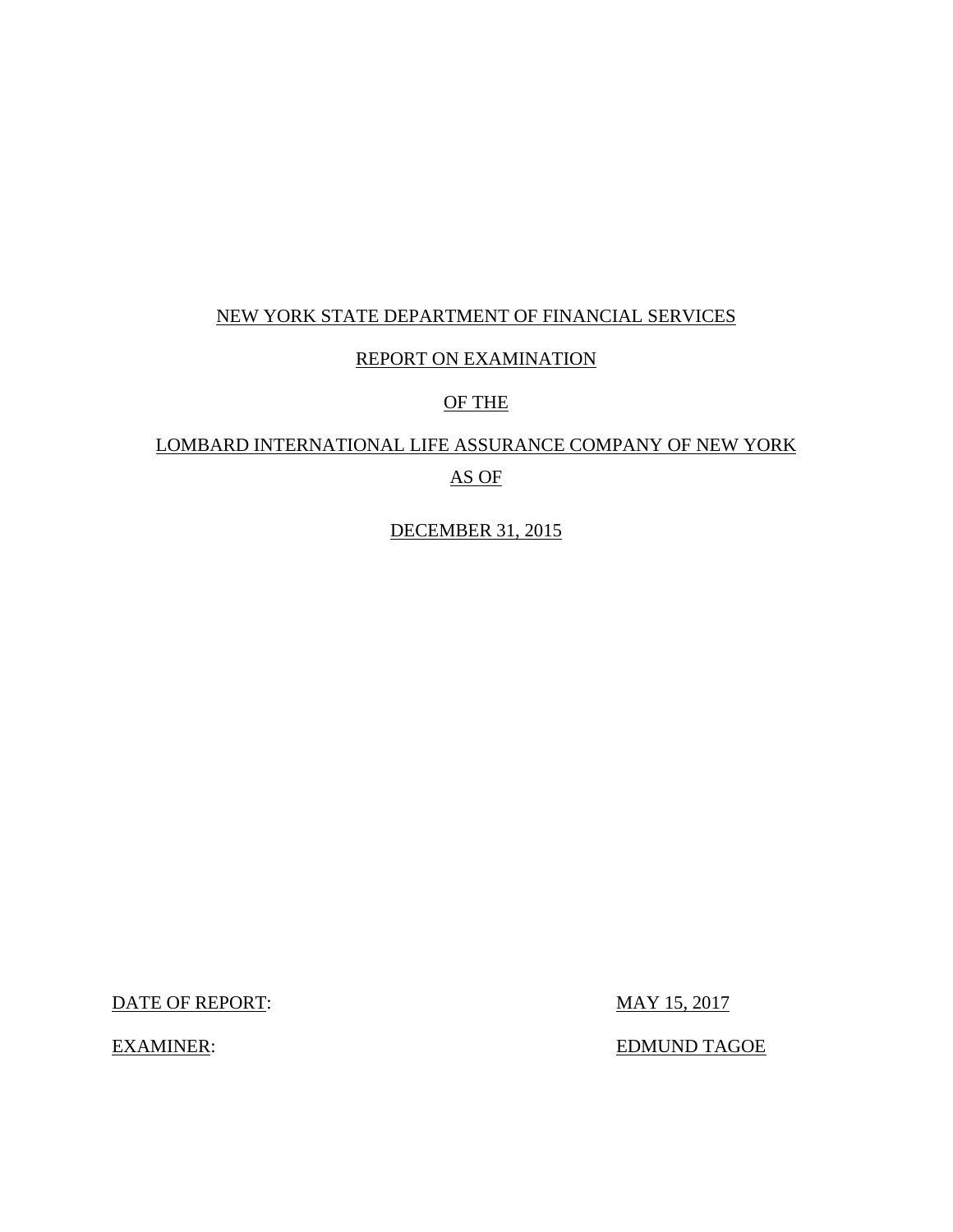NEW YORK STATE DEPARTMENT OF FINANCIAL SERVICES

REPORT ON EXAMINATION

OF THE

LOMBARD INTERNATIONAL LIFE ASSURANCE COMPANY OF NEW YORK

AS OF

DECEMBER 31, 2015

DATE OF REPORT: MAY 15, 2017

EXAMINER: EDMUND TAGOE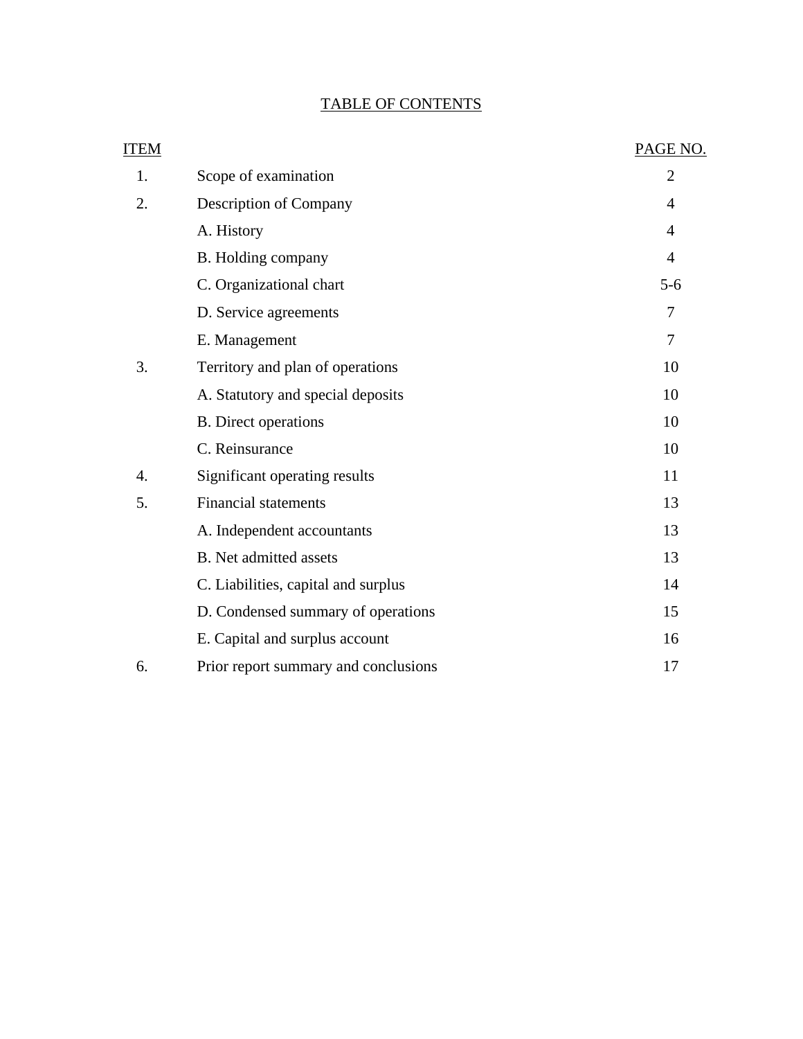# TABLE OF CONTENTS

| ITEM | | PAGE NO. |
|---|---|---|
| 1. | Scope of examination | 2 |
| 2. | Description of Company | 4 |
| | A. History | 4 |
| | B. Holding company | 4 |
| | C. Organizational chart | 5-6 |
| | D. Service agreements | 7 |
| | E. Management | 7 |
| 3. | Territory and plan of operations | 10 |
| | A. Statutory and special deposits | 10 |
| | B. Direct operations | 10 |
| | C. Reinsurance | 10 |
| 4. | Significant operating results | 11 |
| 5. | Financial statements | 13 |
| | A. Independent accountants | 13 |
| | B. Net admitted assets | 13 |
| | C. Liabilities, capital and surplus | 14 |
| | D. Condensed summary of operations | 15 |
| | E. Capital and surplus account | 16 |
| 6. | Prior report summary and conclusions | 17 |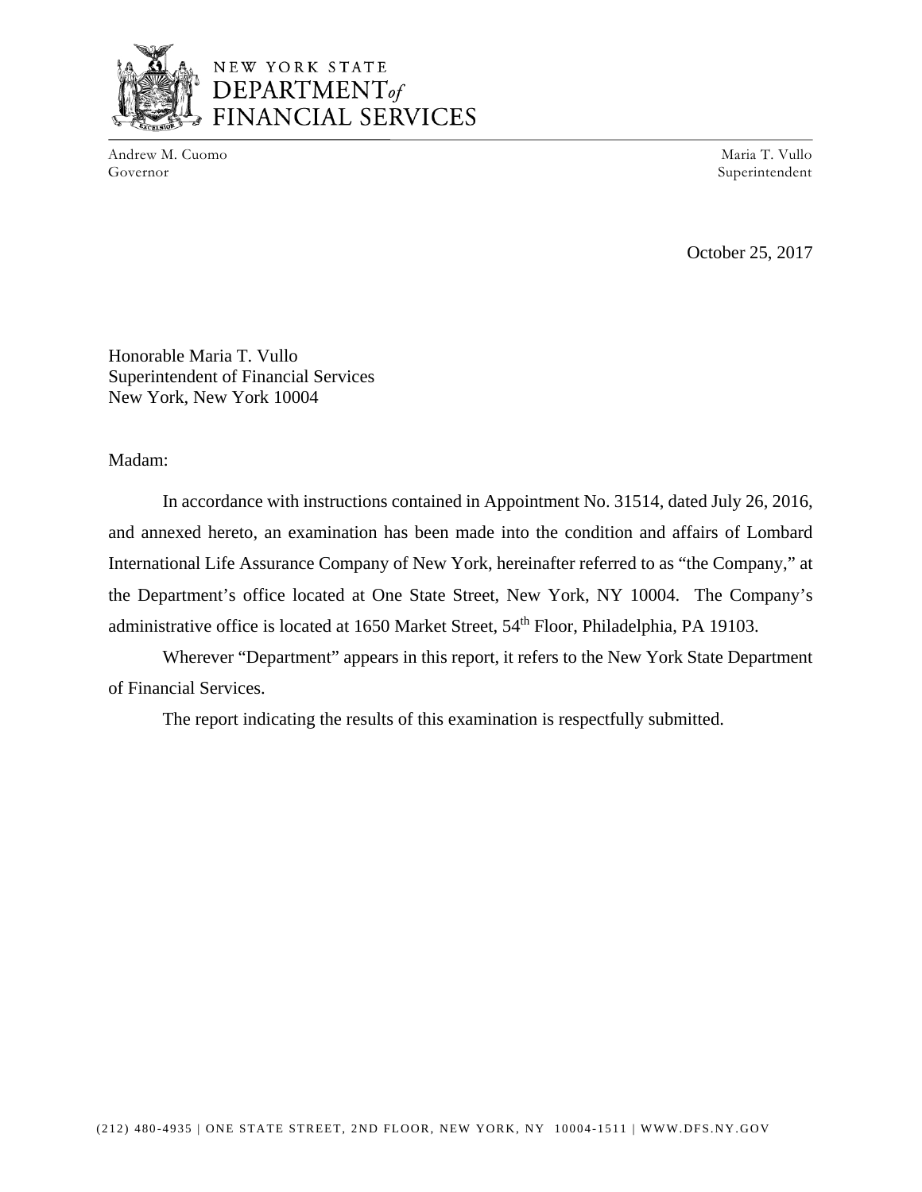NEW YORK STATE
DEPARTMENT of
FINANCIAL SERVICES

Andrew M. Cuomo
Governor

Maria T. Vullo
Superintendent

October 25, 2017

Honorable Maria T. Vullo
Superintendent of Financial Services
New York, New York 10004

Madam:

In accordance with instructions contained in Appointment No. 31514, dated July 26, 2016, and annexed hereto, an examination has been made into the condition and affairs of Lombard International Life Assurance Company of New York, hereinafter referred to as "the Company," at the Department's office located at One State Street, New York, NY 10004. The Company's administrative office is located at 1650 Market Street, 54th Floor, Philadelphia, PA 19103.

Wherever "Department" appears in this report, it refers to the New York State Department of Financial Services.

The report indicating the results of this examination is respectfully submitted.

(212) 480-4935 | ONE STATE STREET, 2ND FLOOR, NEW YORK, NY 10004-1511 | WWW.DFS.NY.GOV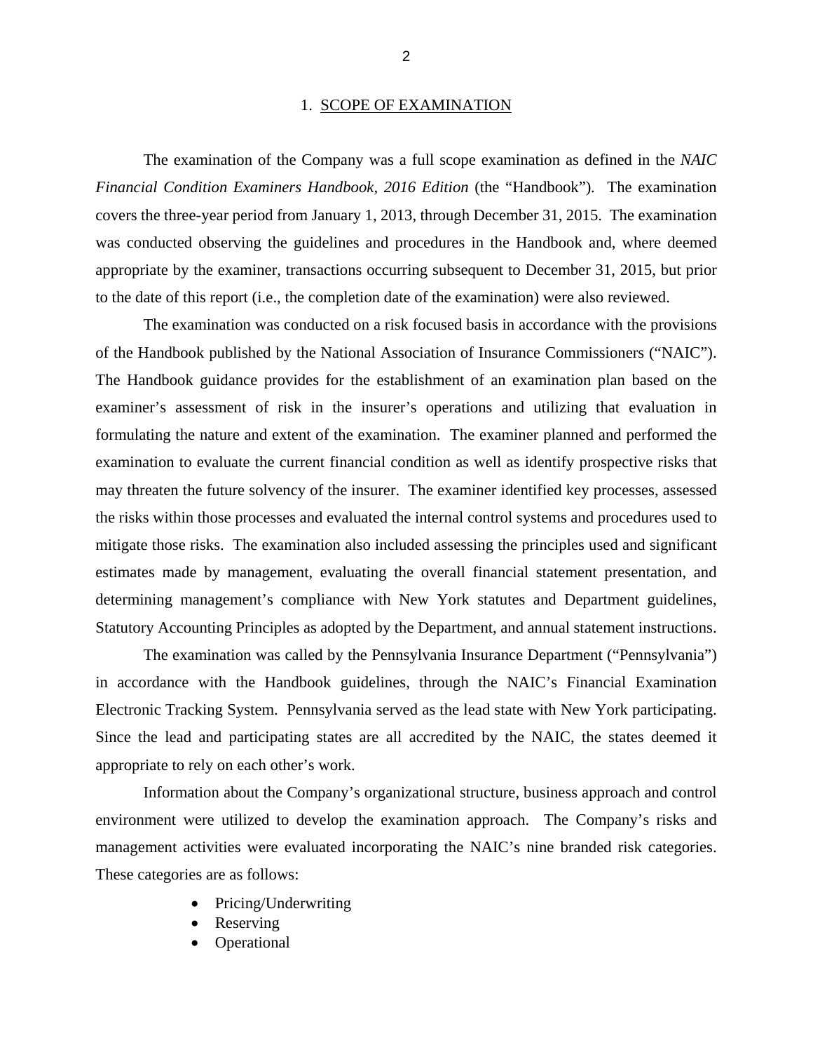## 1. SCOPE OF EXAMINATION

The examination of the Company was a full scope examination as defined in the *NAIC Financial Condition Examiners Handbook, 2016 Edition* (the "Handbook"). The examination covers the three-year period from January 1, 2013, through December 31, 2015. The examination was conducted observing the guidelines and procedures in the Handbook and, where deemed appropriate by the examiner, transactions occurring subsequent to December 31, 2015, but prior to the date of this report (i.e., the completion date of the examination) were also reviewed.

The examination was conducted on a risk focused basis in accordance with the provisions of the Handbook published by the National Association of Insurance Commissioners ("NAIC"). The Handbook guidance provides for the establishment of an examination plan based on the examiner's assessment of risk in the insurer's operations and utilizing that evaluation in formulating the nature and extent of the examination. The examiner planned and performed the examination to evaluate the current financial condition as well as identify prospective risks that may threaten the future solvency of the insurer. The examiner identified key processes, assessed the risks within those processes and evaluated the internal control systems and procedures used to mitigate those risks. The examination also included assessing the principles used and significant estimates made by management, evaluating the overall financial statement presentation, and determining management's compliance with New York statutes and Department guidelines, Statutory Accounting Principles as adopted by the Department, and annual statement instructions.

The examination was called by the Pennsylvania Insurance Department ("Pennsylvania") in accordance with the Handbook guidelines, through the NAIC's Financial Examination Electronic Tracking System. Pennsylvania served as the lead state with New York participating. Since the lead and participating states are all accredited by the NAIC, the states deemed it appropriate to rely on each other's work.

Information about the Company's organizational structure, business approach and control environment were utilized to develop the examination approach. The Company's risks and management activities were evaluated incorporating the NAIC's nine branded risk categories. These categories are as follows:

- Pricing/Underwriting
- Reserving
- Operational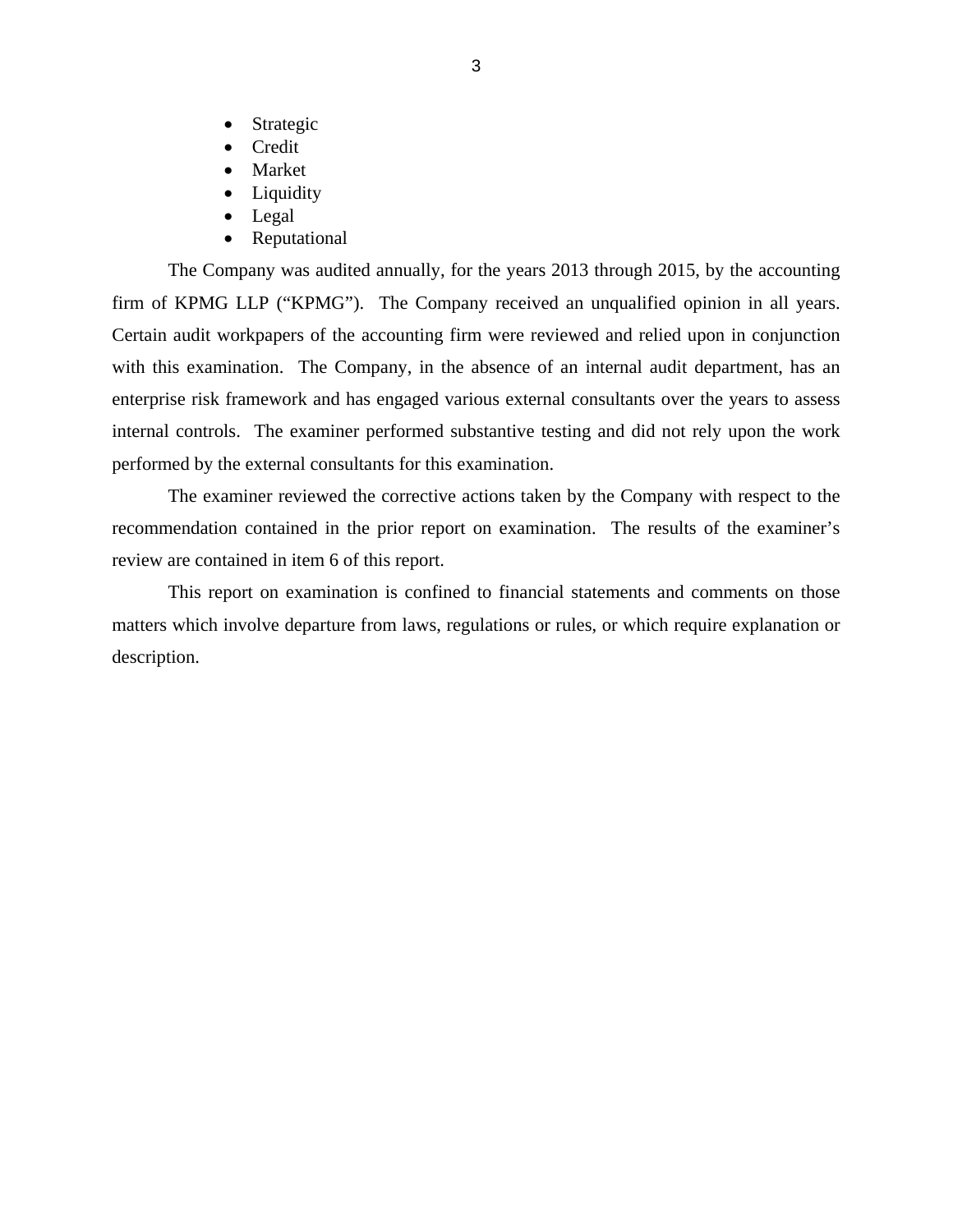- Strategic
- Credit
- Market
- Liquidity
- Legal
- Reputational

The Company was audited annually, for the years 2013 through 2015, by the accounting firm of KPMG LLP (“KPMG”). The Company received an unqualified opinion in all years. Certain audit workpapers of the accounting firm were reviewed and relied upon in conjunction with this examination. The Company, in the absence of an internal audit department, has an enterprise risk framework and has engaged various external consultants over the years to assess internal controls. The examiner performed substantive testing and did not rely upon the work performed by the external consultants for this examination.

The examiner reviewed the corrective actions taken by the Company with respect to the recommendation contained in the prior report on examination. The results of the examiner’s review are contained in item 6 of this report.

This report on examination is confined to financial statements and comments on those matters which involve departure from laws, regulations or rules, or which require explanation or description.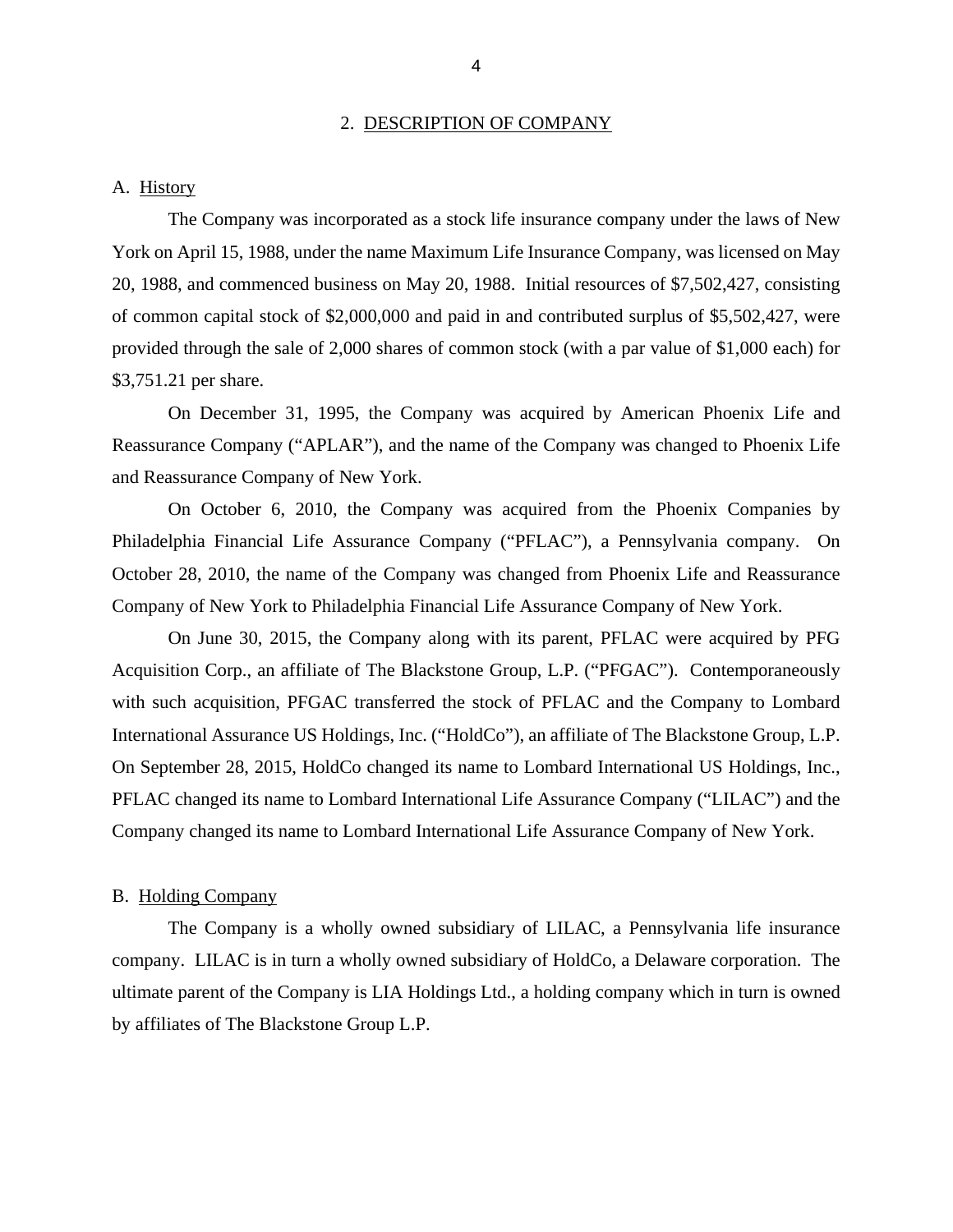## 2. DESCRIPTION OF COMPANY

### A. History

The Company was incorporated as a stock life insurance company under the laws of New York on April 15, 1988, under the name Maximum Life Insurance Company, was licensed on May 20, 1988, and commenced business on May 20, 1988. Initial resources of $7,502,427, consisting of common capital stock of $2,000,000 and paid in and contributed surplus of $5,502,427, were provided through the sale of 2,000 shares of common stock (with a par value of $1,000 each) for $3,751.21 per share.

On December 31, 1995, the Company was acquired by American Phoenix Life and Reassurance Company ("APLAR"), and the name of the Company was changed to Phoenix Life and Reassurance Company of New York.

On October 6, 2010, the Company was acquired from the Phoenix Companies by Philadelphia Financial Life Assurance Company ("PFLAC"), a Pennsylvania company. On October 28, 2010, the name of the Company was changed from Phoenix Life and Reassurance Company of New York to Philadelphia Financial Life Assurance Company of New York.

On June 30, 2015, the Company along with its parent, PFLAC were acquired by PFG Acquisition Corp., an affiliate of The Blackstone Group, L.P. ("PFGAC"). Contemporaneously with such acquisition, PFGAC transferred the stock of PFLAC and the Company to Lombard International Assurance US Holdings, Inc. ("HoldCo"), an affiliate of The Blackstone Group, L.P. On September 28, 2015, HoldCo changed its name to Lombard International US Holdings, Inc., PFLAC changed its name to Lombard International Life Assurance Company ("LILAC") and the Company changed its name to Lombard International Life Assurance Company of New York.

### B. Holding Company

The Company is a wholly owned subsidiary of LILAC, a Pennsylvania life insurance company. LILAC is in turn a wholly owned subsidiary of HoldCo, a Delaware corporation. The ultimate parent of the Company is LIA Holdings Ltd., a holding company which in turn is owned by affiliates of The Blackstone Group L.P.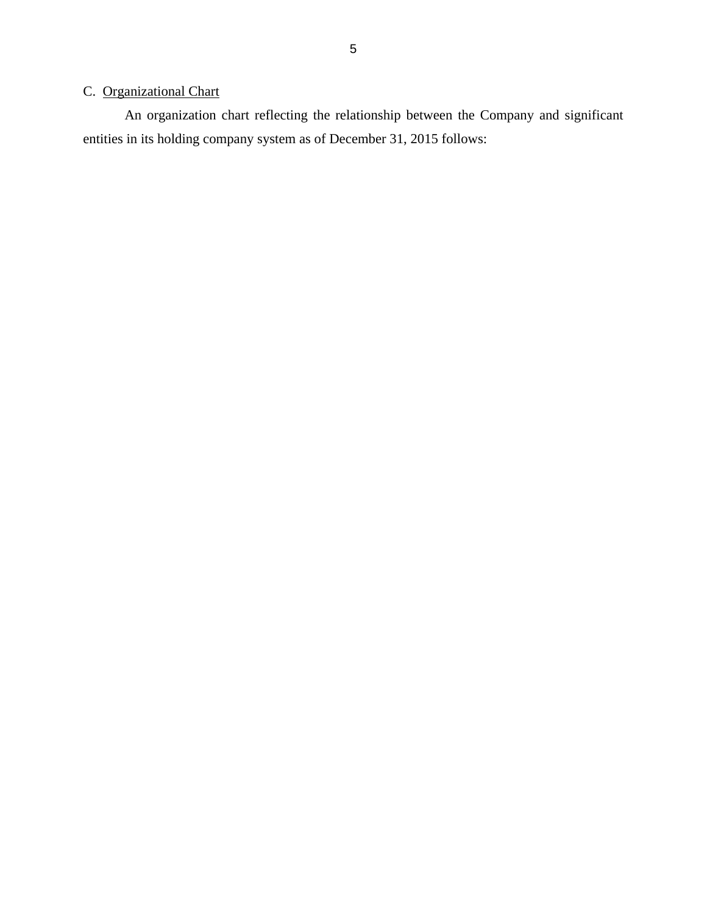C. Organizational Chart

An organization chart reflecting the relationship between the Company and significant entities in its holding company system as of December 31, 2015 follows: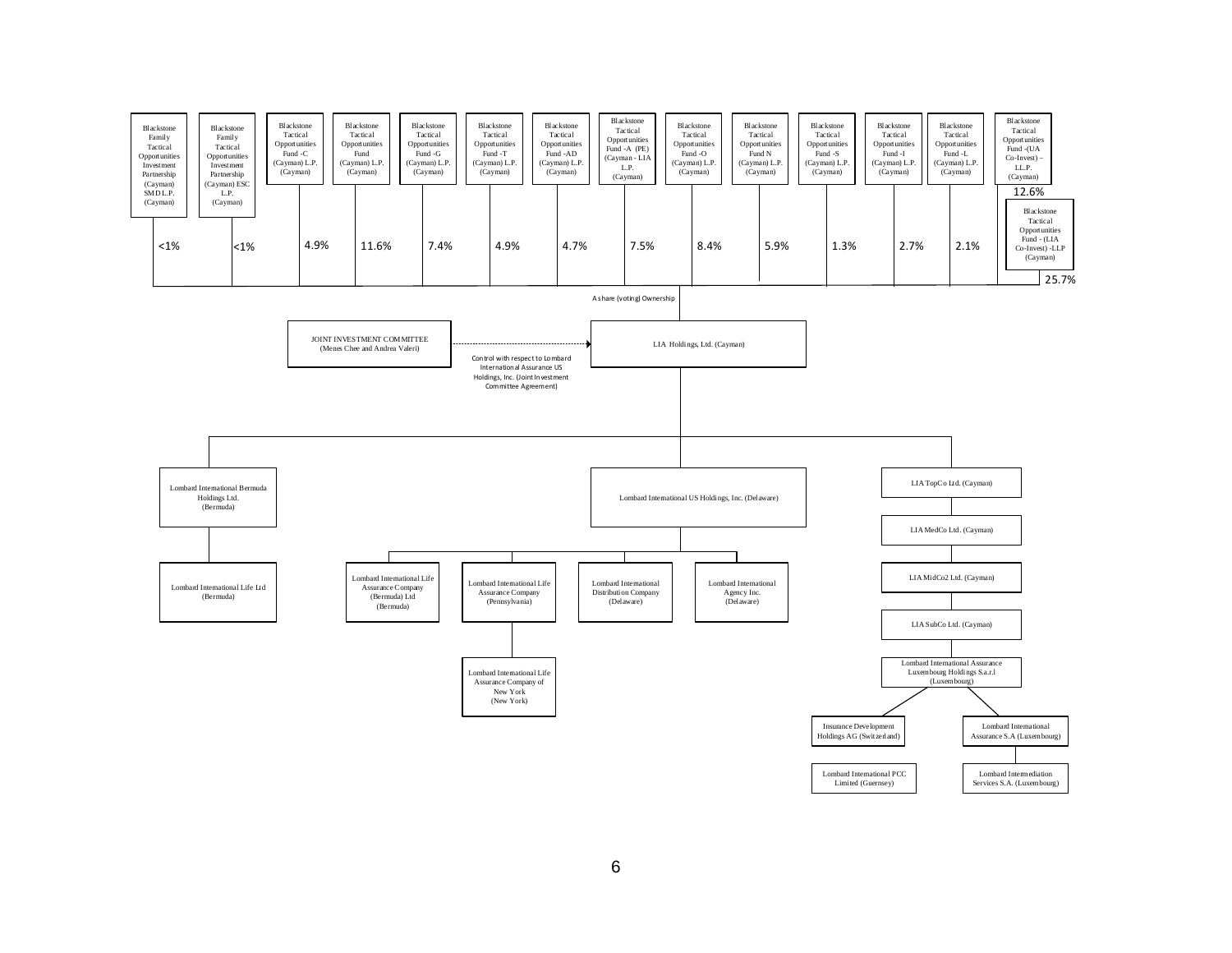**Blackstone Tactical Opportunities Funds — A share (voting) Ownership of LIA Holdings, Ltd. (Cayman)**

| Entity | Ownership |
| --- | --- |
| Blackstone Family Tactical Opportunities Investment Partnership (Cayman) SMD L.P. (Cayman) | <1% |
| Blackstone Family Tactical Opportunities Investment Partnership (Cayman) ESC L.P. (Cayman) | <1% |
| Blackstone Tactical Opportunities Fund -C (Cayman) L.P. (Cayman) | 4.9% |
| Blackstone Tactical Opportunities Fund (Cayman) L.P. (Cayman) | 11.6% |
| Blackstone Tactical Opportunities Fund -G (Cayman) L.P. (Cayman) | 7.4% |
| Blackstone Tactical Opportunities Fund -T (Cayman) L.P. (Cayman) | 4.9% |
| Blackstone Tactical Opportunities Fund -AD (Cayman) L.P. (Cayman) | 4.7% |
| Blackstone Tactical Opportunities Fund -A (PE) (Cayman - LIA L.P. (Cayman) | 7.5% |
| Blackstone Tactical Opportunities Fund -O (Cayman) L.P. (Cayman) | 8.4% |
| Blackstone Tactical Opportunities Fund N (Cayman) L.P. (Cayman) | 5.9% |
| Blackstone Tactical Opportunities Fund -S (Cayman) L.P. (Cayman) | 1.3% |
| Blackstone Tactical Opportunities Fund -I (Cayman) L.P. (Cayman) | 2.7% |
| Blackstone Tactical Opportunities Fund -L (Cayman) L.P. (Cayman) | 2.1% |
| Blackstone Tactical Opportunities Fund -(UA Co-Invest) – LL.P. (Cayman) | 12.6% |
| Blackstone Tactical Opportunities Fund - (LIA Co-Invest) -LLP (Cayman) | 25.7% |

A share (voting) Ownership

JOINT INVESTMENT COMMITTEE (Menes Chee and Andrea Valeri) → LIA Holdings, Ltd. (Cayman)

Control with respect to Lombard International Assurance US Holdings, Inc. (Joint Investment Committee Agreement)

**LIA Holdings, Ltd. (Cayman)**

- Lombard International Bermuda Holdings Ltd. (Bermuda)
  - Lombard International Life Ltd (Bermuda)
- Lombard International US Holdings, Inc. (Delaware)
  - Lombard International Life Assurance Company (Bermuda) Ltd (Bermuda)
  - Lombard International Life Assurance Company (Pennsylvania)
    - Lombard International Life Assurance Company of New York (New York)
  - Lombard International Distribution Company (Delaware)
  - Lombard International Agency Inc. (Delaware)
- LIA TopCo Ltd. (Cayman)
  - LIA MedCo Ltd. (Cayman)
    - LIA MidCo2 Ltd. (Cayman)
      - LIA SubCo Ltd. (Cayman)
        - Lombard International Assurance Luxembourg Holdings S.a.r.l (Luxembourg)
          - Insurance Development Holdings AG (Switzerland)
            - Lombard International PCC Limited (Guernsey)
          - Lombard International Assurance S.A (Luxembourg)
            - Lombard Intermediation Services S.A. (Luxembourg)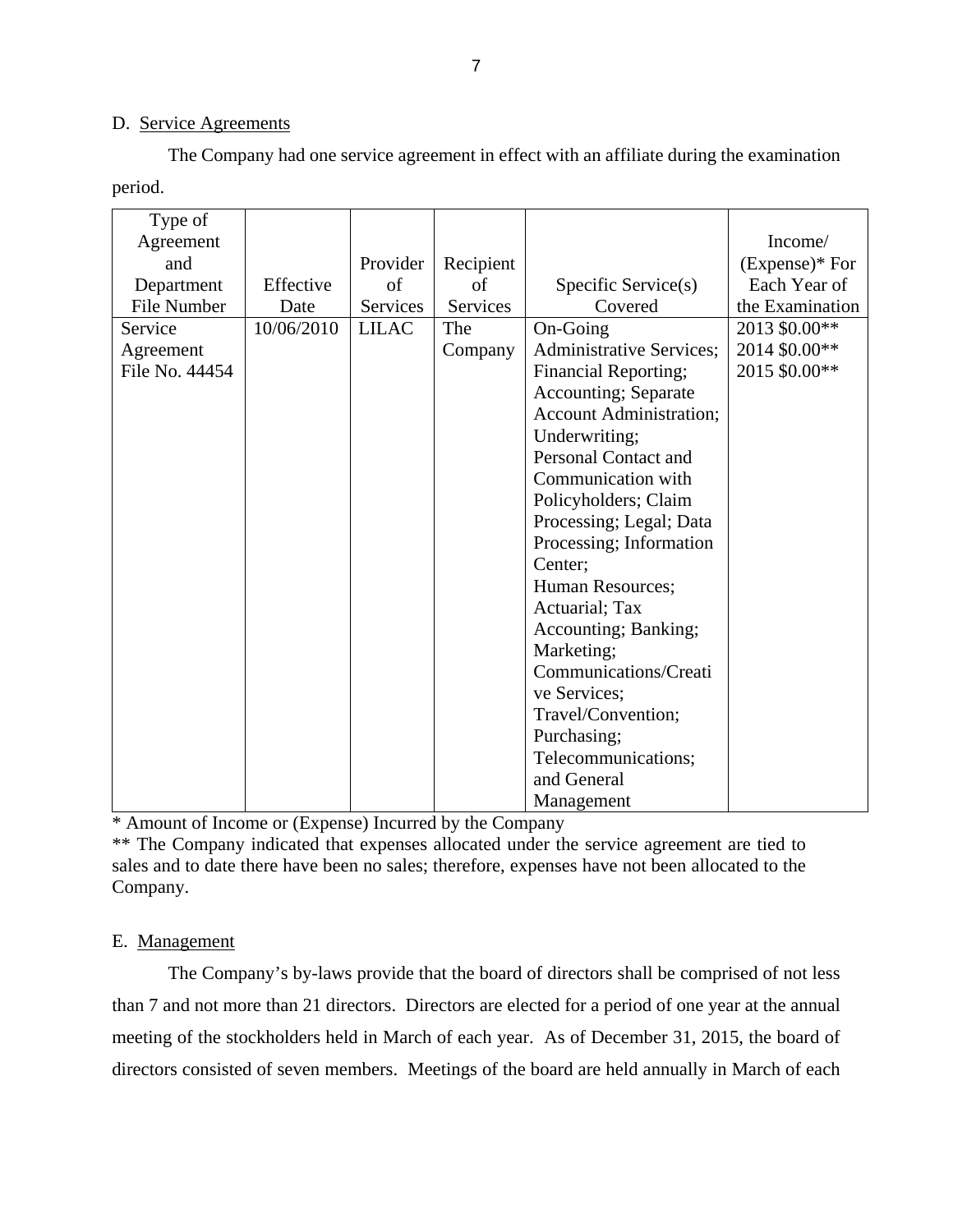D. Service Agreements

The Company had one service agreement in effect with an affiliate during the examination period.

| Type of Agreement and Department File Number | Effective Date | Provider of Services | Recipient of Services | Specific Service(s) Covered | Income/ (Expense)* For Each Year of the Examination |
|---|---|---|---|---|---|
| Service Agreement File No. 44454 | 10/06/2010 | LILAC | The Company | On-Going Administrative Services; Financial Reporting; Accounting; Separate Account Administration; Underwriting; Personal Contact and Communication with Policyholders; Claim Processing; Legal; Data Processing; Information Center; Human Resources; Actuarial; Tax Accounting; Banking; Marketing; Communications/Creative Services; Travel/Convention; Purchasing; Telecommunications; and General Management | 2013 $0.00** 2014 $0.00** 2015 $0.00** |

* Amount of Income or (Expense) Incurred by the Company

** The Company indicated that expenses allocated under the service agreement are tied to sales and to date there have been no sales; therefore, expenses have not been allocated to the Company.

E. Management

The Company's by-laws provide that the board of directors shall be comprised of not less than 7 and not more than 21 directors. Directors are elected for a period of one year at the annual meeting of the stockholders held in March of each year. As of December 31, 2015, the board of directors consisted of seven members. Meetings of the board are held annually in March of each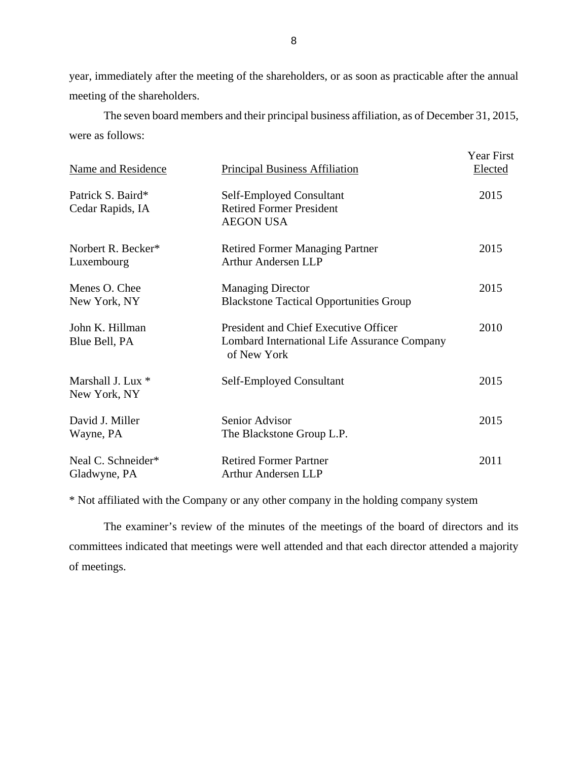year, immediately after the meeting of the shareholders, or as soon as practicable after the annual meeting of the shareholders.

The seven board members and their principal business affiliation, as of December 31, 2015, were as follows:

| Name and Residence | Principal Business Affiliation | Year First Elected |
|---|---|---|
| Patrick S. Baird*<br>Cedar Rapids, IA | Self-Employed Consultant<br>Retired Former President<br>AEGON USA | 2015 |
| Norbert R. Becker*<br>Luxembourg | Retired Former Managing Partner<br>Arthur Andersen LLP | 2015 |
| Menes O. Chee<br>New York, NY | Managing Director<br>Blackstone Tactical Opportunities Group | 2015 |
| John K. Hillman<br>Blue Bell, PA | President and Chief Executive Officer<br>Lombard International Life Assurance Company of New York | 2010 |
| Marshall J. Lux *<br>New York, NY | Self-Employed Consultant | 2015 |
| David J. Miller<br>Wayne, PA | Senior Advisor<br>The Blackstone Group L.P. | 2015 |
| Neal C. Schneider*<br>Gladwyne, PA | Retired Former Partner<br>Arthur Andersen LLP | 2011 |

* Not affiliated with the Company or any other company in the holding company system

The examiner's review of the minutes of the meetings of the board of directors and its committees indicated that meetings were well attended and that each director attended a majority of meetings.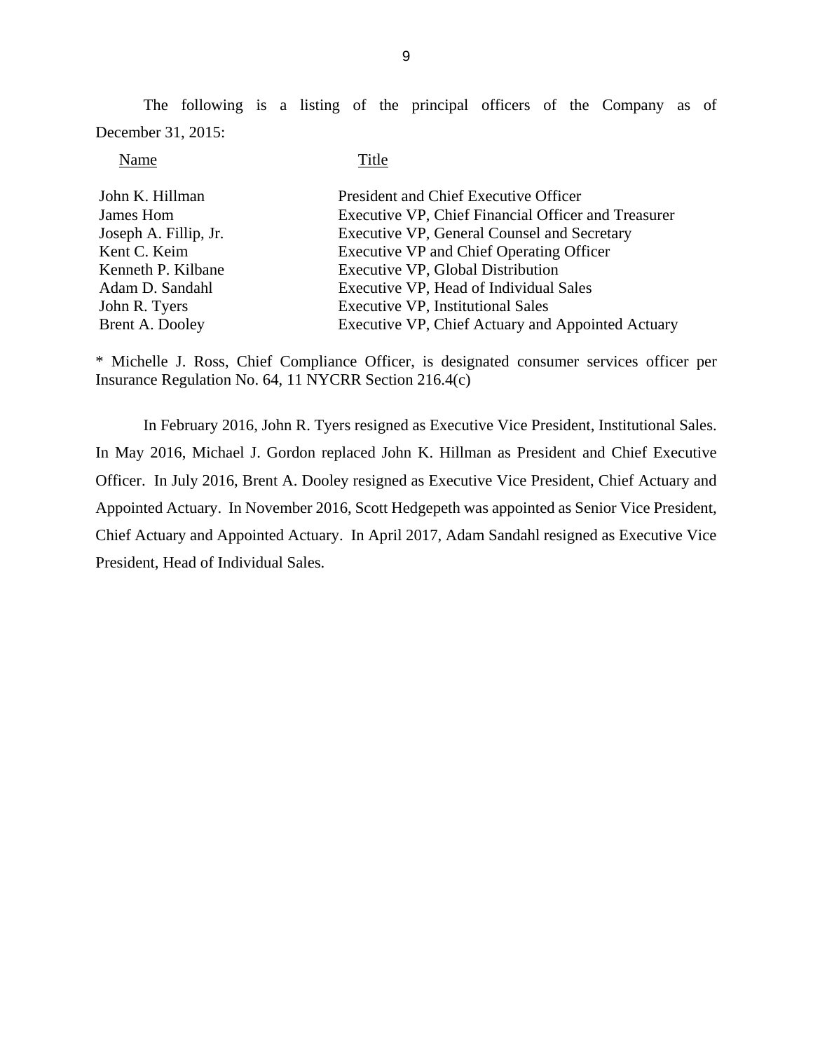The following is a listing of the principal officers of the Company as of December 31, 2015:

| Name | Title |
|---|---|
| John K. Hillman | President and Chief Executive Officer |
| James Hom | Executive VP, Chief Financial Officer and Treasurer |
| Joseph A. Fillip, Jr. | Executive VP, General Counsel and Secretary |
| Kent C. Keim | Executive VP and Chief Operating Officer |
| Kenneth P. Kilbane | Executive VP, Global Distribution |
| Adam D. Sandahl | Executive VP, Head of Individual Sales |
| John R. Tyers | Executive VP, Institutional Sales |
| Brent A. Dooley | Executive VP, Chief Actuary and Appointed Actuary |

* Michelle J. Ross, Chief Compliance Officer, is designated consumer services officer per Insurance Regulation No. 64, 11 NYCRR Section 216.4(c)

In February 2016, John R. Tyers resigned as Executive Vice President, Institutional Sales. In May 2016, Michael J. Gordon replaced John K. Hillman as President and Chief Executive Officer. In July 2016, Brent A. Dooley resigned as Executive Vice President, Chief Actuary and Appointed Actuary. In November 2016, Scott Hedgepeth was appointed as Senior Vice President, Chief Actuary and Appointed Actuary. In April 2017, Adam Sandahl resigned as Executive Vice President, Head of Individual Sales.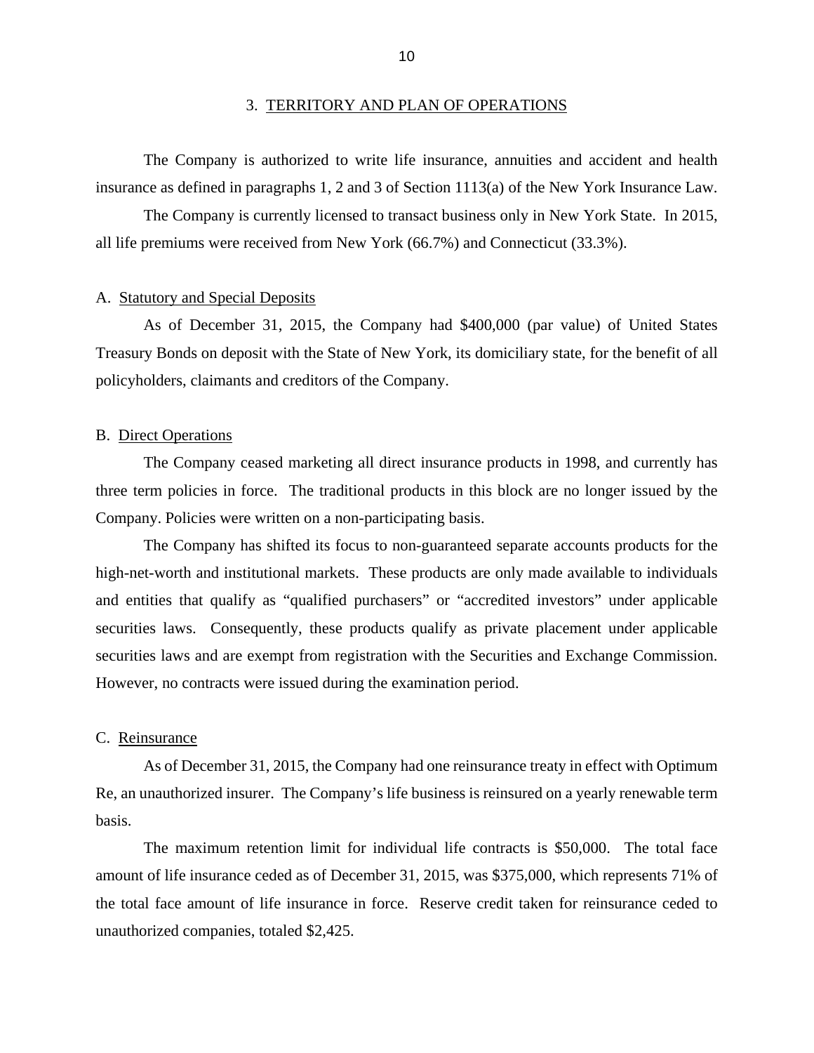## 3. TERRITORY AND PLAN OF OPERATIONS

The Company is authorized to write life insurance, annuities and accident and health insurance as defined in paragraphs 1, 2 and 3 of Section 1113(a) of the New York Insurance Law.

The Company is currently licensed to transact business only in New York State. In 2015, all life premiums were received from New York (66.7%) and Connecticut (33.3%).

### A. Statutory and Special Deposits

As of December 31, 2015, the Company had $400,000 (par value) of United States Treasury Bonds on deposit with the State of New York, its domiciliary state, for the benefit of all policyholders, claimants and creditors of the Company.

### B. Direct Operations

The Company ceased marketing all direct insurance products in 1998, and currently has three term policies in force. The traditional products in this block are no longer issued by the Company. Policies were written on a non-participating basis.

The Company has shifted its focus to non-guaranteed separate accounts products for the high-net-worth and institutional markets. These products are only made available to individuals and entities that qualify as "qualified purchasers" or "accredited investors" under applicable securities laws. Consequently, these products qualify as private placement under applicable securities laws and are exempt from registration with the Securities and Exchange Commission. However, no contracts were issued during the examination period.

### C. Reinsurance

As of December 31, 2015, the Company had one reinsurance treaty in effect with Optimum Re, an unauthorized insurer. The Company's life business is reinsured on a yearly renewable term basis.

The maximum retention limit for individual life contracts is $50,000. The total face amount of life insurance ceded as of December 31, 2015, was $375,000, which represents 71% of the total face amount of life insurance in force. Reserve credit taken for reinsurance ceded to unauthorized companies, totaled $2,425.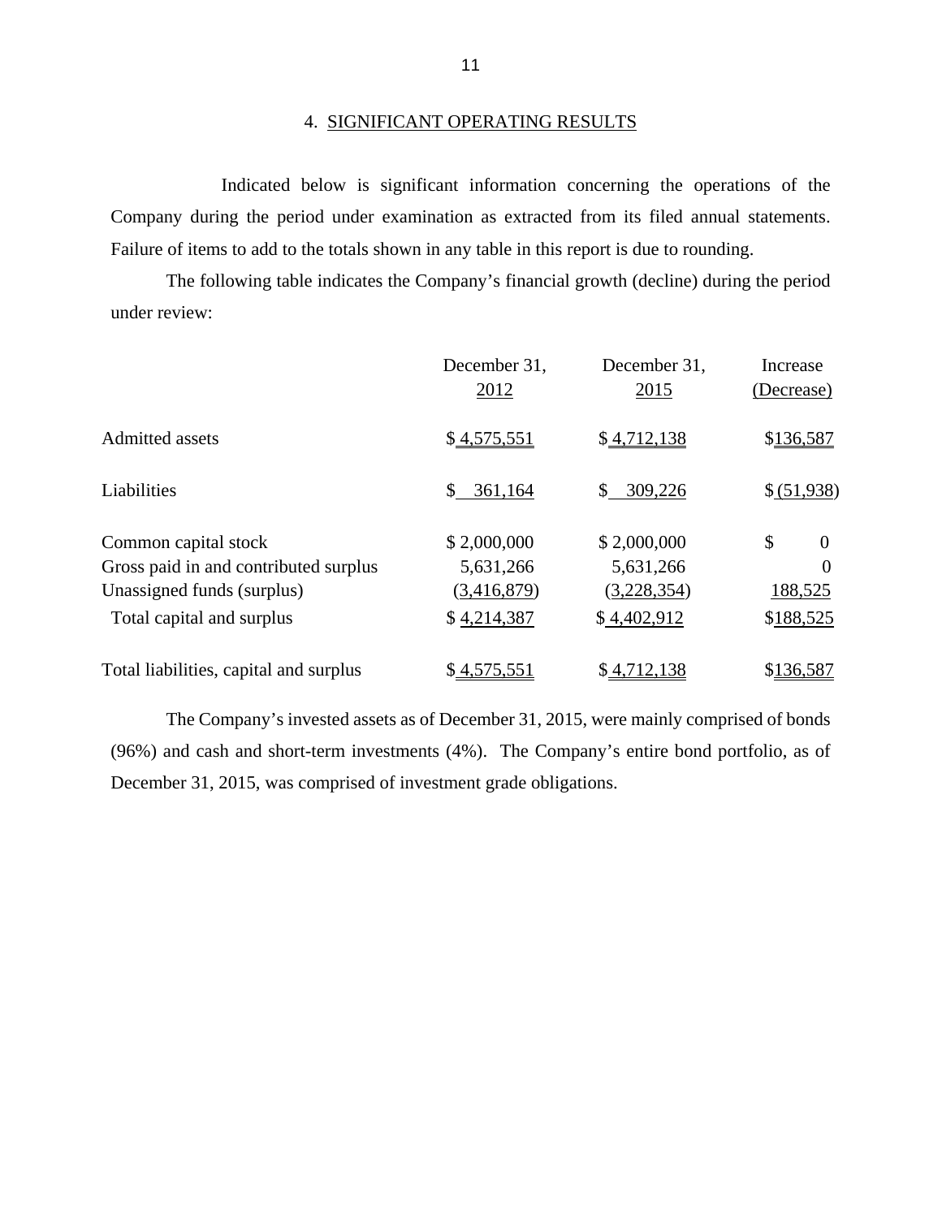## 4. SIGNIFICANT OPERATING RESULTS

Indicated below is significant information concerning the operations of the Company during the period under examination as extracted from its filed annual statements. Failure of items to add to the totals shown in any table in this report is due to rounding.

The following table indicates the Company's financial growth (decline) during the period under review:

| | December 31, 2012 | December 31, 2015 | Increase (Decrease) |
|---|---|---|---|
| Admitted assets | $ 4,575,551 | $ 4,712,138 | $136,587 |
| Liabilities | $ 361,164 | $ 309,226 | $ (51,938) |
| Common capital stock | $ 2,000,000 | $ 2,000,000 | $ 0 |
| Gross paid in and contributed surplus | 5,631,266 | 5,631,266 | 0 |
| Unassigned funds (surplus) | (3,416,879) | (3,228,354) | 188,525 |
| Total capital and surplus | $ 4,214,387 | $ 4,402,912 | $188,525 |
| Total liabilities, capital and surplus | $ 4,575,551 | $ 4,712,138 | $136,587 |

The Company's invested assets as of December 31, 2015, were mainly comprised of bonds (96%) and cash and short-term investments (4%). The Company's entire bond portfolio, as of December 31, 2015, was comprised of investment grade obligations.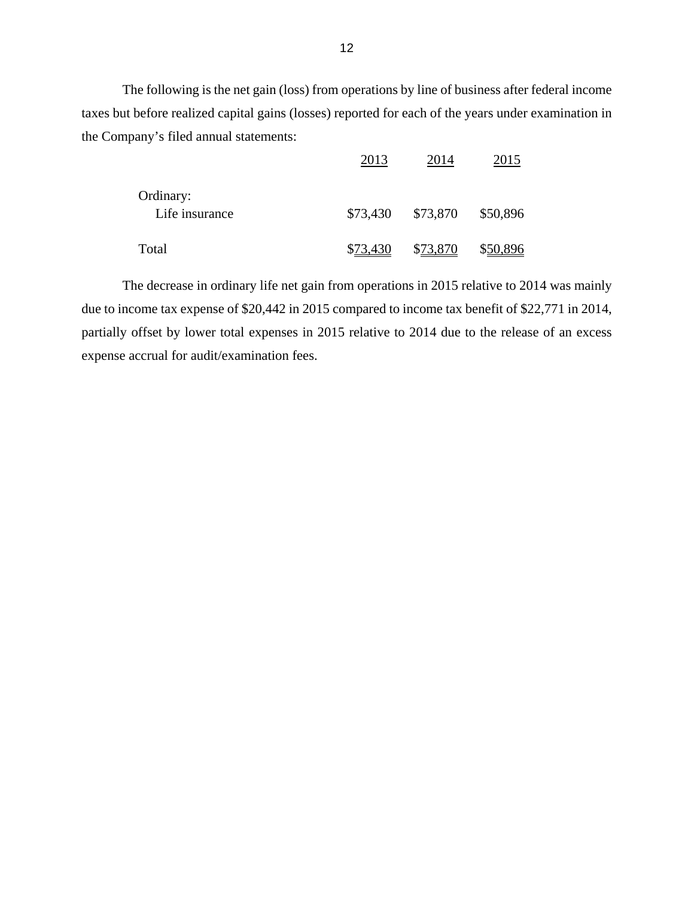The following is the net gain (loss) from operations by line of business after federal income taxes but before realized capital gains (losses) reported for each of the years under examination in the Company's filed annual statements:

| | 2013 | 2014 | 2015 |
|---|---|---|---|
| Ordinary: | | | |
| Life insurance | $73,430 | $73,870 | $50,896 |
| Total | $73,430 | $73,870 | $50,896 |

The decrease in ordinary life net gain from operations in 2015 relative to 2014 was mainly due to income tax expense of $20,442 in 2015 compared to income tax benefit of $22,771 in 2014, partially offset by lower total expenses in 2015 relative to 2014 due to the release of an excess expense accrual for audit/examination fees.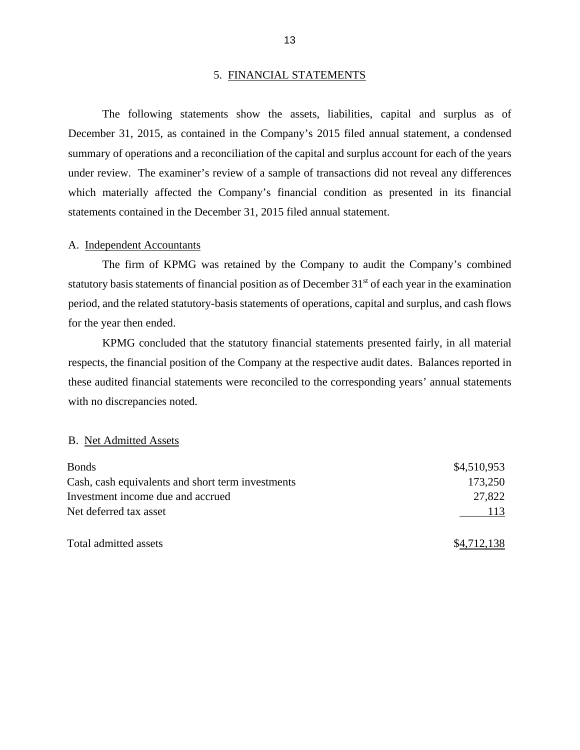## 5. FINANCIAL STATEMENTS

The following statements show the assets, liabilities, capital and surplus as of December 31, 2015, as contained in the Company's 2015 filed annual statement, a condensed summary of operations and a reconciliation of the capital and surplus account for each of the years under review. The examiner's review of a sample of transactions did not reveal any differences which materially affected the Company's financial condition as presented in its financial statements contained in the December 31, 2015 filed annual statement.

### A. Independent Accountants

The firm of KPMG was retained by the Company to audit the Company's combined statutory basis statements of financial position as of December 31st of each year in the examination period, and the related statutory-basis statements of operations, capital and surplus, and cash flows for the year then ended.

KPMG concluded that the statutory financial statements presented fairly, in all material respects, the financial position of the Company at the respective audit dates. Balances reported in these audited financial statements were reconciled to the corresponding years' annual statements with no discrepancies noted.

### B. Net Admitted Assets

| | |
|---|---:|
| Bonds | $4,510,953 |
| Cash, cash equivalents and short term investments | 173,250 |
| Investment income due and accrued | 27,822 |
| Net deferred tax asset | 113 |
| | |
| Total admitted assets | $4,712,138 |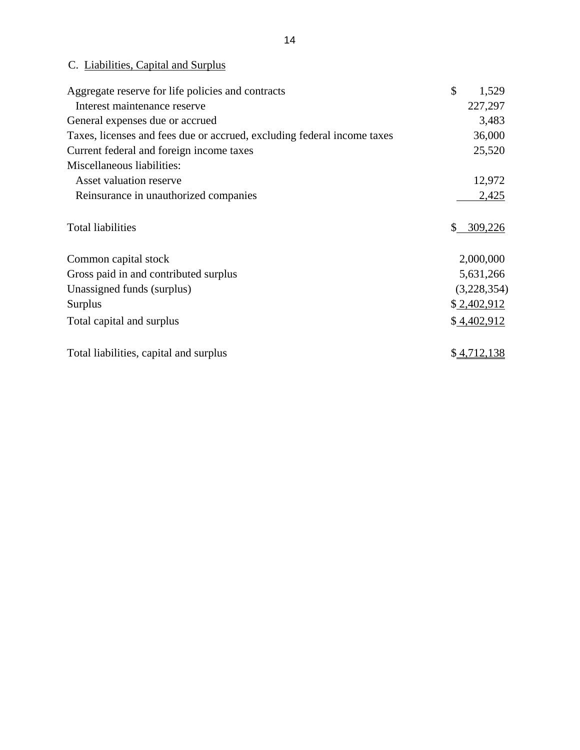C. Liabilities, Capital and Surplus

| | |
|---|---|
| Aggregate reserve for life policies and contracts | $ 1,529 |
| Interest maintenance reserve | 227,297 |
| General expenses due or accrued | 3,483 |
| Taxes, licenses and fees due or accrued, excluding federal income taxes | 36,000 |
| Current federal and foreign income taxes | 25,520 |
| Miscellaneous liabilities: | |
| Asset valuation reserve | 12,972 |
| Reinsurance in unauthorized companies | 2,425 |
| | |
| Total liabilities | $ 309,226 |
| | |
| Common capital stock | 2,000,000 |
| Gross paid in and contributed surplus | 5,631,266 |
| Unassigned funds (surplus) | (3,228,354) |
| Surplus | $ 2,402,912 |
| Total capital and surplus | $ 4,402,912 |
| | |
| Total liabilities, capital and surplus | $ 4,712,138 |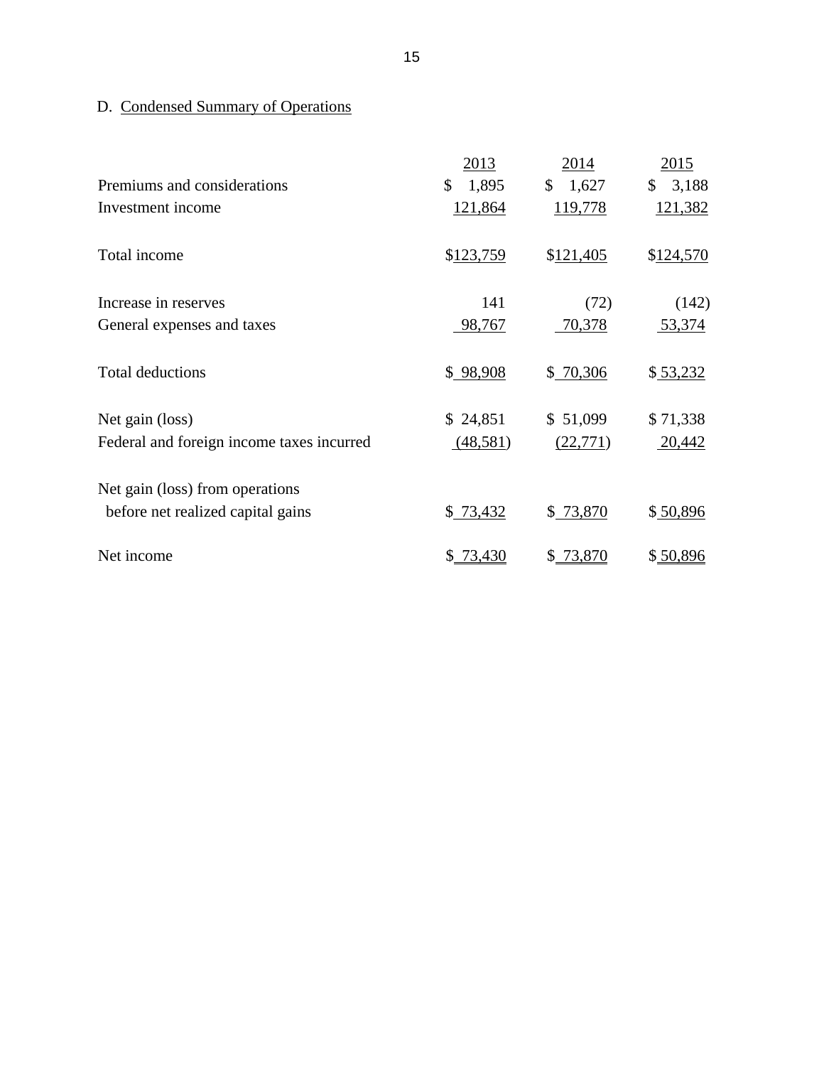D. Condensed Summary of Operations

| | 2013 | 2014 | 2015 |
|---|---|---|---|
| Premiums and considerations | $ 1,895 | $ 1,627 | $ 3,188 |
| Investment income | 121,864 | 119,778 | 121,382 |
| Total income | $123,759 | $121,405 | $124,570 |
| Increase in reserves | 141 | (72) | (142) |
| General expenses and taxes | 98,767 | 70,378 | 53,374 |
| Total deductions | $ 98,908 | $ 70,306 | $ 53,232 |
| Net gain (loss) | $ 24,851 | $ 51,099 | $ 71,338 |
| Federal and foreign income taxes incurred | (48,581) | (22,771) | 20,442 |
| Net gain (loss) from operations before net realized capital gains | $ 73,432 | $ 73,870 | $ 50,896 |
| Net income | $ 73,430 | $ 73,870 | $ 50,896 |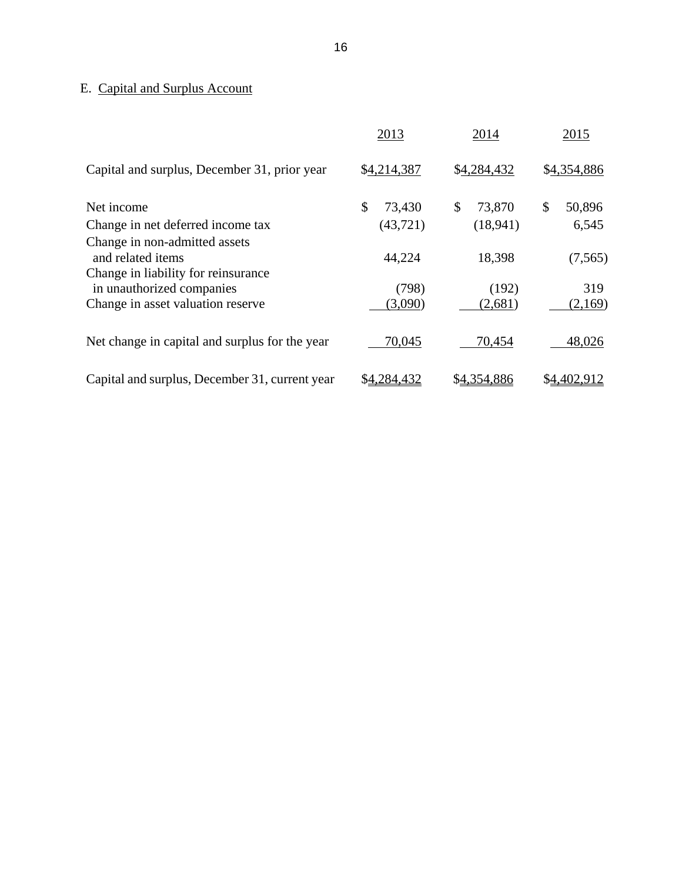## E. Capital and Surplus Account

| | 2013 | 2014 | 2015 |
|---|---|---|---|
| Capital and surplus, December 31, prior year | $4,214,387 | $4,284,432 | $4,354,886 |
| Net income | $ 73,430 | $ 73,870 | $ 50,896 |
| Change in net deferred income tax | (43,721) | (18,941) | 6,545 |
| Change in non-admitted assets and related items | 44,224 | 18,398 | (7,565) |
| Change in liability for reinsurance in unauthorized companies | (798) | (192) | 319 |
| Change in asset valuation reserve | (3,090) | (2,681) | (2,169) |
| Net change in capital and surplus for the year | 70,045 | 70,454 | 48,026 |
| Capital and surplus, December 31, current year | $4,284,432 | $4,354,886 | $4,402,912 |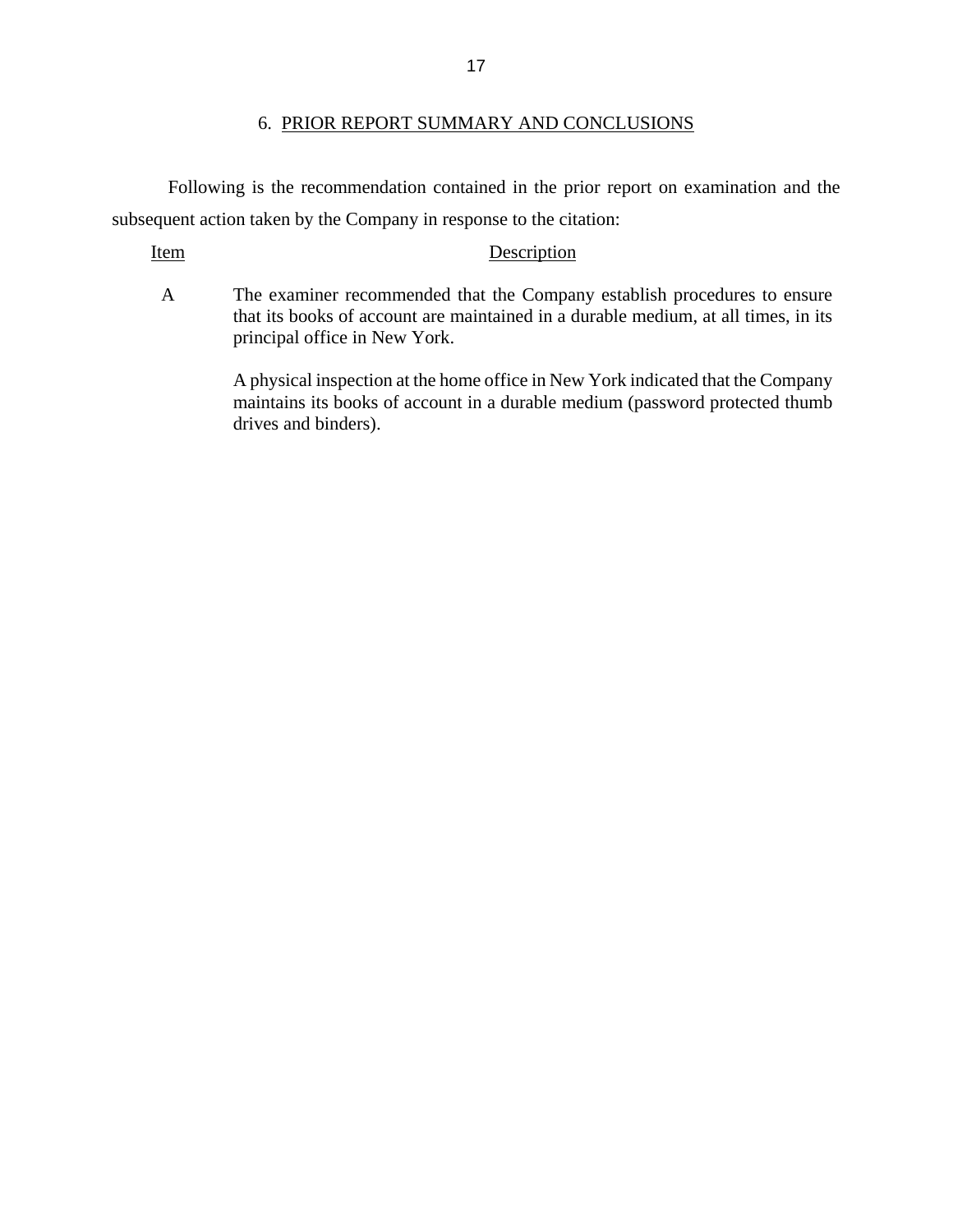## 6. PRIOR REPORT SUMMARY AND CONCLUSIONS

Following is the recommendation contained in the prior report on examination and the subsequent action taken by the Company in response to the citation:

| Item | Description |
|---|---|
| A | The examiner recommended that the Company establish procedures to ensure that its books of account are maintained in a durable medium, at all times, in its principal office in New York.<br><br>A physical inspection at the home office in New York indicated that the Company maintains its books of account in a durable medium (password protected thumb drives and binders). |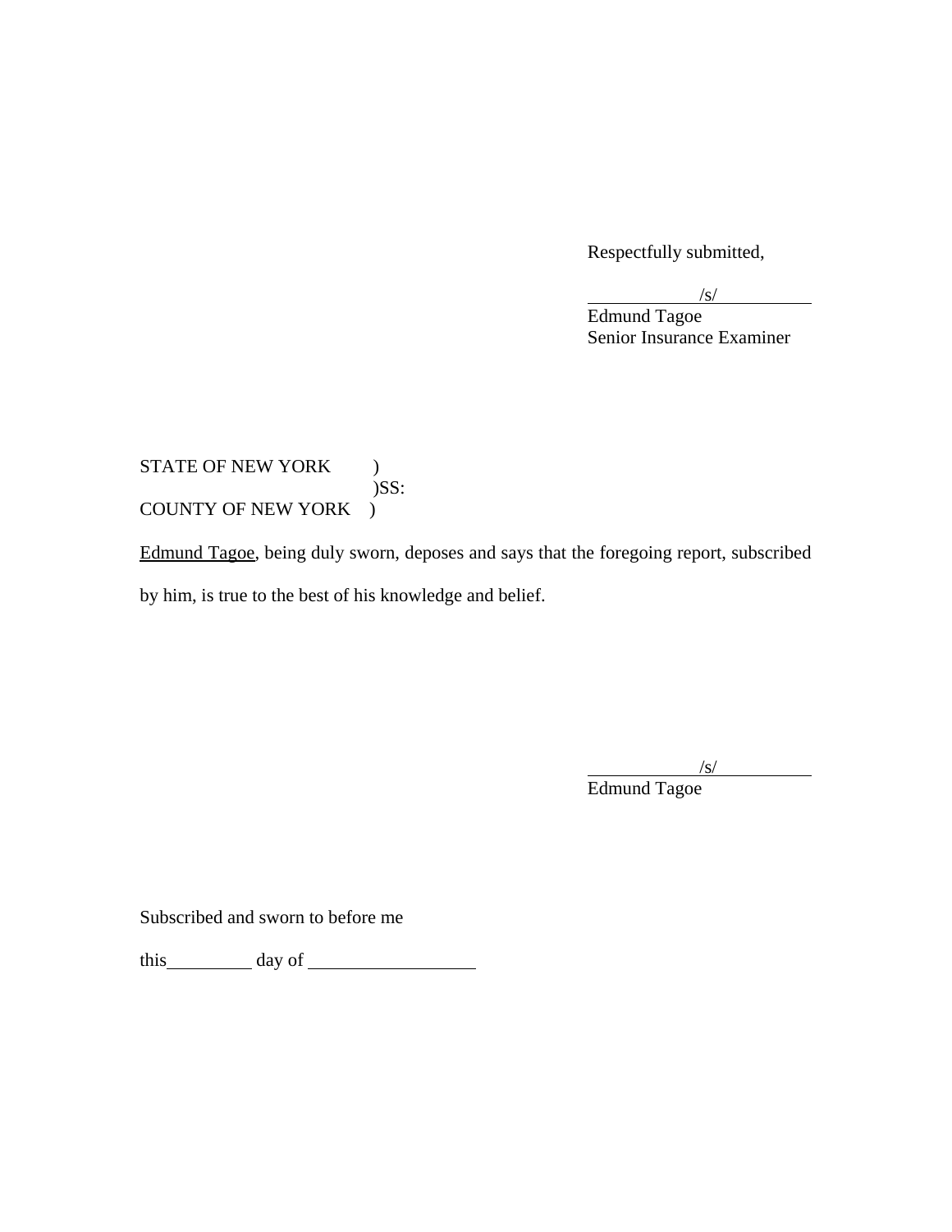Respectfully submitted,

/s/
Edmund Tagoe
Senior Insurance Examiner

STATE OF NEW YORK )
)SS:
COUNTY OF NEW YORK )

Edmund Tagoe, being duly sworn, deposes and says that the foregoing report, subscribed by him, is true to the best of his knowledge and belief.

/s/
Edmund Tagoe

Subscribed and sworn to before me

this__________ day of ____________________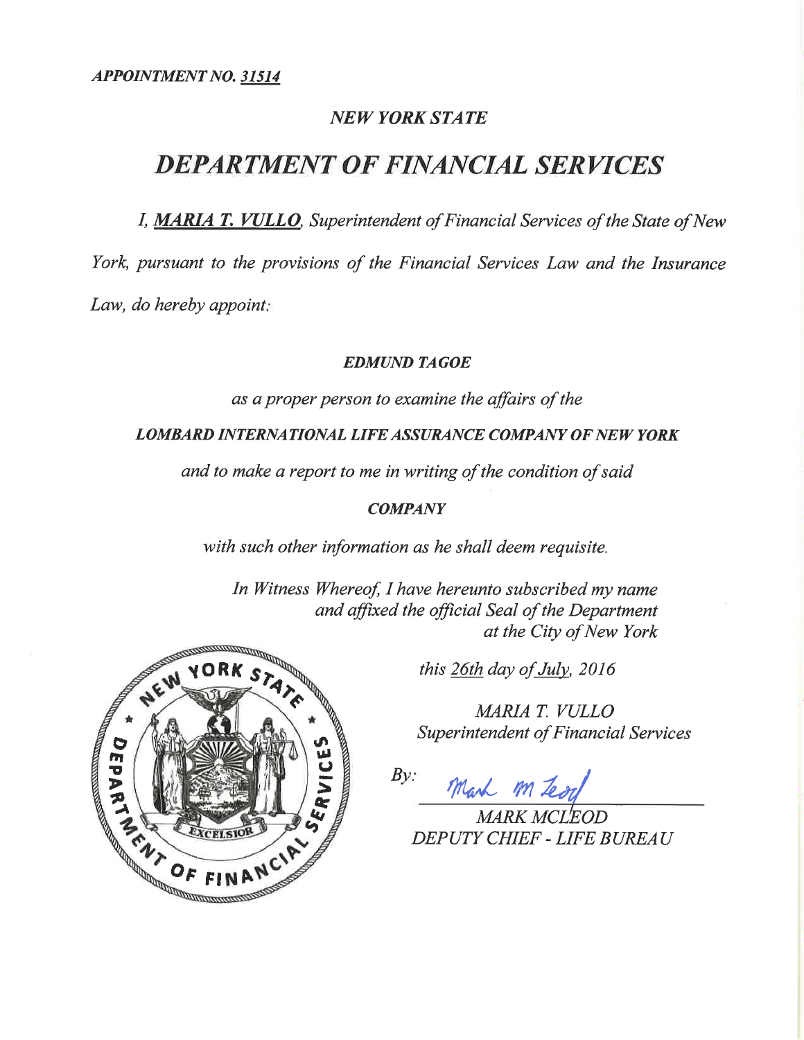*APPOINTMENT NO. 31514*

*NEW YORK STATE*

# *DEPARTMENT OF FINANCIAL SERVICES*

*I, **MARIA T. VULLO**, Superintendent of Financial Services of the State of New York, pursuant to the provisions of the Financial Services Law and the Insurance Law, do hereby appoint:*

***EDMUND TAGOE***

*as a proper person to examine the affairs of the*

***LOMBARD INTERNATIONAL LIFE ASSURANCE COMPANY OF NEW YORK***

*and to make a report to me in writing of the condition of said*

***COMPANY***

*with such other information as he shall deem requisite.*

*In Witness Whereof, I have hereunto subscribed my name and affixed the official Seal of the Department at the City of New York*

*this 26th day of July, 2016*

*MARIA T. VULLO*
*Superintendent of Financial Services*

*By:* Mark McLeod

*MARK MCLEOD*
*DEPUTY CHIEF - LIFE BUREAU*